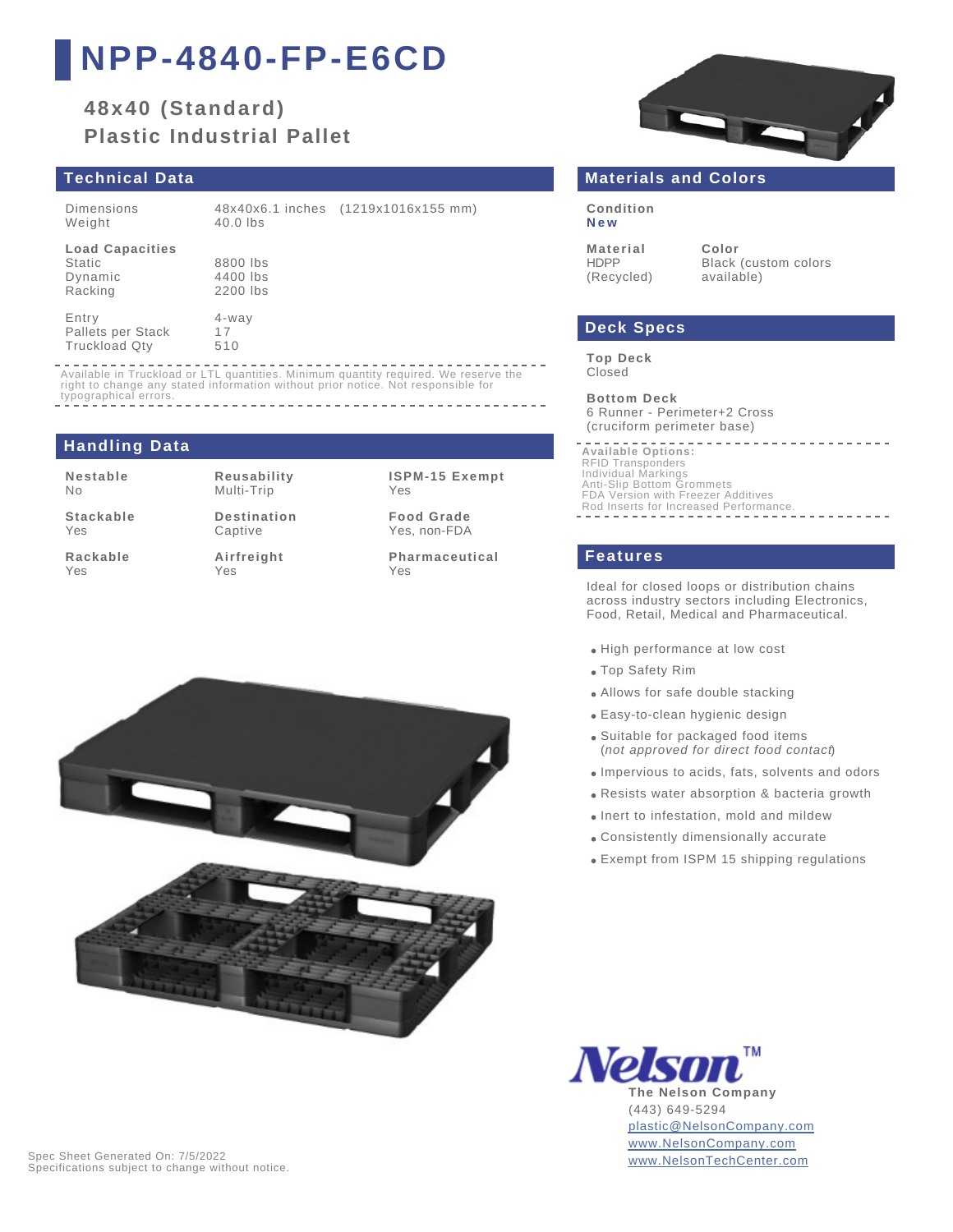# NPP-4840-FP-E6CD

## 48x40 (Standard) Plastic Industrial Pallet

## Technical Data

| | |
|---|---|
| Dimensions | 48x40x6.1 inches (1219x1016x155 mm) |
| Weight | 40.0 lbs |

**Load Capacities**

| | |
|---|---|
| Static | 8800 lbs |
| Dynamic | 4400 lbs |
| Racking | 2200 lbs |

| | |
|---|---|
| Entry | 4-way |
| Pallets per Stack | 17 |
| Truckload Qty | 510 |

Available in Truckload or LTL quantities. Minimum quantity required. We reserve the right to change any stated information without prior notice. Not responsible for typographical errors.

## Handling Data

| | | |
|---|---|---|
| **Nestable** No | **Reusability** Multi-Trip | **ISPM-15 Exempt** Yes |
| **Stackable** Yes | **Destination** Captive | **Food Grade** Yes, non-FDA |
| **Rackable** Yes | **Airfreight** Yes | **Pharmaceutical** Yes |

## Materials and Colors

**Condition**
**New**

| Material | Color |
|---|---|
| HDPP (Recycled) | Black (custom colors available) |

## Deck Specs

**Top Deck**
Closed

**Bottom Deck**
6 Runner - Perimeter+2 Cross (cruciform perimeter base)

**Available Options:**
RFID Transponders
Individual Markings
Anti-Slip Bottom Grommets
FDA Version with Freezer Additives
Rod Inserts for Increased Performance.

## Features

Ideal for closed loops or distribution chains across industry sectors including Electronics, Food, Retail, Medical and Pharmaceutical.

- High performance at low cost
- Top Safety Rim
- Allows for safe double stacking
- Easy-to-clean hygienic design
- Suitable for packaged food items (*not approved for direct food contact*)
- Impervious to acids, fats, solvents and odors
- Resists water absorption & bacteria growth
- Inert to infestation, mold and mildew
- Consistently dimensionally accurate
- Exempt from ISPM 15 shipping regulations

**The Nelson Company**
(443) 649-5294
plastic@NelsonCompany.com
www.NelsonCompany.com
www.NelsonTechCenter.com

Spec Sheet Generated On: 7/5/2022
Specifications subject to change without notice.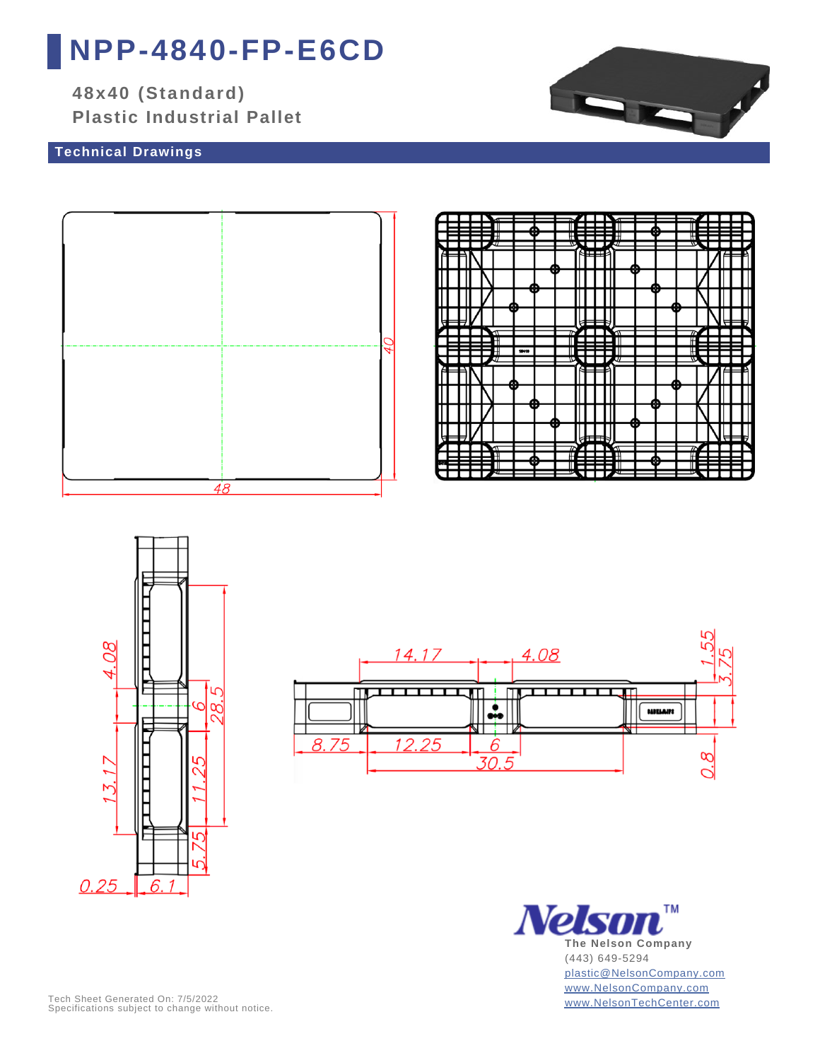# NPP-4840-FP-E6CD

**48x40 (Standard)**
**Plastic Industrial Pallet**

## Technical Drawings

48
40

14.17
4.08
1.55
3.75
8.75
12.25
6
30.5
0.8

4.08
6
28.5
13.17
11.25
5.75
0.25
6.1

**The Nelson Company**
(443) 649-5294
plastic@NelsonCompany.com
www.NelsonCompany.com
www.NelsonTechCenter.com

Tech Sheet Generated On: 7/5/2022
Specifications subject to change without notice.